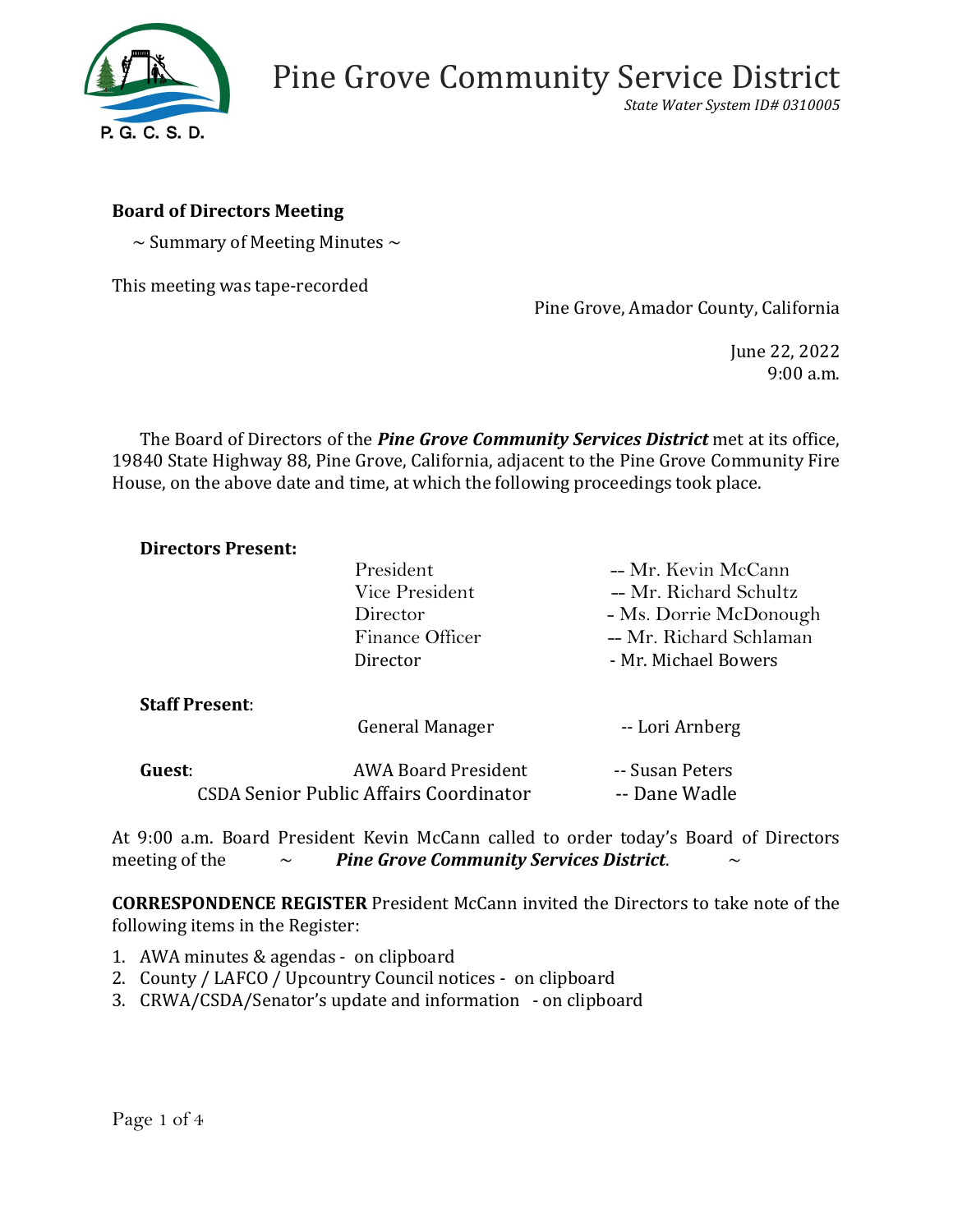# Pine Grove Community Service District

*State Water System ID# 0310005*

**Board of Directors Meeting**

~ Summary of Meeting Minutes ~

This meeting was tape-recorded

Pine Grove, Amador County, California

June 22, 2022
9:00 a.m.

The Board of Directors of the ***Pine Grove Community Services District*** met at its office, 19840 State Highway 88, Pine Grove, California, adjacent to the Pine Grove Community Fire House, on the above date and time, at which the following proceedings took place.

**Directors Present:**

| | | |
|---|---|---|
| | President | -- Mr. Kevin McCann |
| | Vice President | -- Mr. Richard Schultz |
| | Director | - Ms. Dorrie McDonough |
| | Finance Officer | -- Mr. Richard Schlaman |
| | Director | - Mr. Michael Bowers |

**Staff Present**:

| | | |
|---|---|---|
| | General Manager | -- Lori Arnberg |

**Guest**:

| | | |
|---|---|---|
| | AWA Board President | -- Susan Peters |
| | CSDA Senior Public Affairs Coordinator | -- Dane Wadle |

At 9:00 a.m. Board President Kevin McCann called to order today's Board of Directors meeting of the ~ ***Pine Grove Community Services District***. ~

**CORRESPONDENCE REGISTER** President McCann invited the Directors to take note of the following items in the Register:

1. AWA minutes & agendas - on clipboard
2. County / LAFCO / Upcountry Council notices - on clipboard
3. CRWA/CSDA/Senator's update and information - on clipboard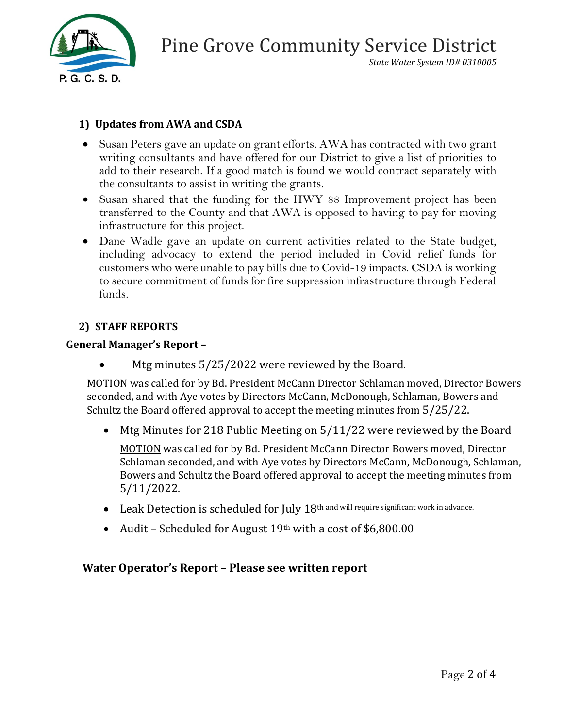### 1) Updates from AWA and CSDA

- Susan Peters gave an update on grant efforts. AWA has contracted with two grant writing consultants and have offered for our District to give a list of priorities to add to their research. If a good match is found we would contract separately with the consultants to assist in writing the grants.
- Susan shared that the funding for the HWY 88 Improvement project has been transferred to the County and that AWA is opposed to having to pay for moving infrastructure for this project.
- Dane Wadle gave an update on current activities related to the State budget, including advocacy to extend the period included in Covid relief funds for customers who were unable to pay bills due to Covid-19 impacts. CSDA is working to secure commitment of funds for fire suppression infrastructure through Federal funds.

### 2) STAFF REPORTS

**General Manager's Report –**

- Mtg minutes 5/25/2022 were reviewed by the Board.

MOTION was called for by Bd. President McCann Director Schlaman moved, Director Bowers seconded, and with Aye votes by Directors McCann, McDonough, Schlaman, Bowers and Schultz the Board offered approval to accept the meeting minutes from 5/25/22.

- Mtg Minutes for 218 Public Meeting on 5/11/22 were reviewed by the Board

  MOTION was called for by Bd. President McCann Director Bowers moved, Director Schlaman seconded, and with Aye votes by Directors McCann, McDonough, Schlaman, Bowers and Schultz the Board offered approval to accept the meeting minutes from 5/11/2022.

- Leak Detection is scheduled for July 18th and will require significant work in advance.
- Audit – Scheduled for August 19th with a cost of $6,800.00

**Water Operator's Report – Please see written report**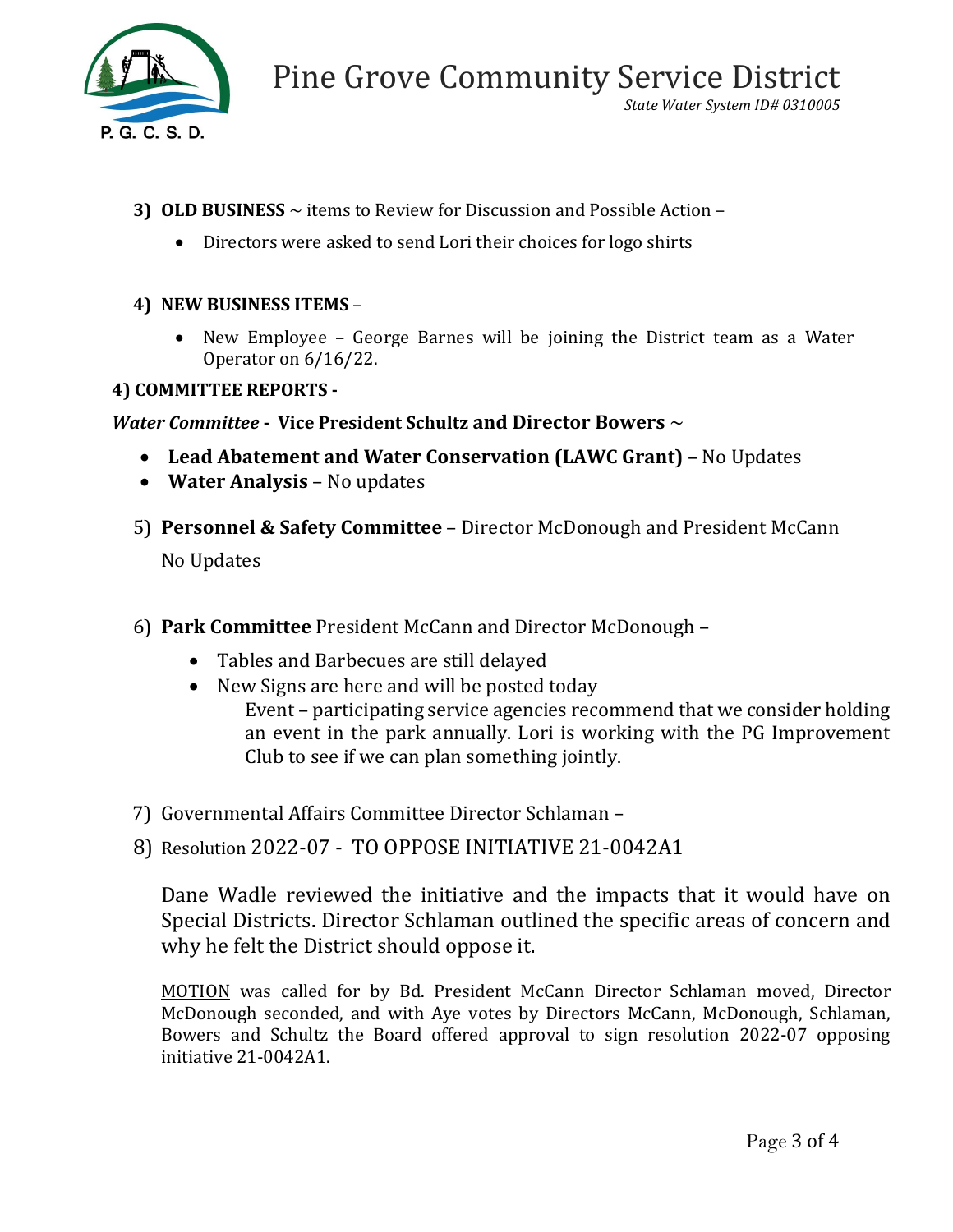**3) OLD BUSINESS** ~ items to Review for Discussion and Possible Action –

- Directors were asked to send Lori their choices for logo shirts

**4) NEW BUSINESS ITEMS** –

- New Employee – George Barnes will be joining the District team as a Water Operator on 6/16/22.

**4) COMMITTEE REPORTS -**

***Water Committee*** **- Vice President Schultz and Director Bowers** ~

- **Lead Abatement and Water Conservation (LAWC Grant) –** No Updates
- **Water Analysis** – No updates

5) **Personnel & Safety Committee** – Director McDonough and President McCann

No Updates

6) **Park Committee** President McCann and Director McDonough –

- Tables and Barbecues are still delayed
- New Signs are here and will be posted today

Event – participating service agencies recommend that we consider holding an event in the park annually. Lori is working with the PG Improvement Club to see if we can plan something jointly.

7) Governmental Affairs Committee Director Schlaman –

8) Resolution 2022-07 - TO OPPOSE INITIATIVE 21-0042A1

Dane Wadle reviewed the initiative and the impacts that it would have on Special Districts. Director Schlaman outlined the specific areas of concern and why he felt the District should oppose it.

<u>MOTION</u> was called for by Bd. President McCann Director Schlaman moved, Director McDonough seconded, and with Aye votes by Directors McCann, McDonough, Schlaman, Bowers and Schultz the Board offered approval to sign resolution 2022-07 opposing initiative 21-0042A1.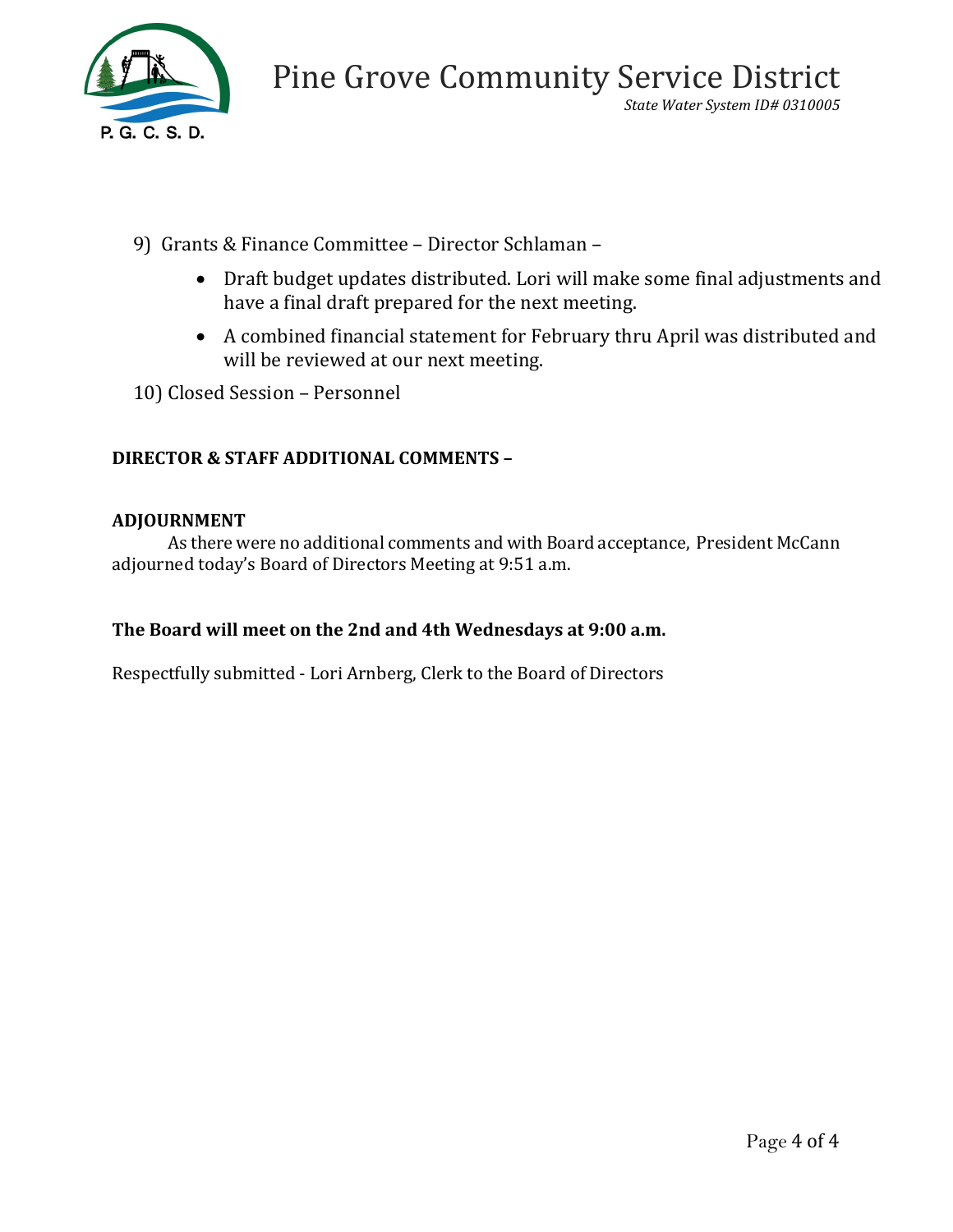9) Grants & Finance Committee – Director Schlaman –

- Draft budget updates distributed. Lori will make some final adjustments and have a final draft prepared for the next meeting.
- A combined financial statement for February thru April was distributed and will be reviewed at our next meeting.

10) Closed Session – Personnel

**DIRECTOR & STAFF ADDITIONAL COMMENTS –**

**ADJOURNMENT**

As there were no additional comments and with Board acceptance, President McCann adjourned today's Board of Directors Meeting at 9:51 a.m.

**The Board will meet on the 2nd and 4th Wednesdays at 9:00 a.m.**

Respectfully submitted - Lori Arnberg, Clerk to the Board of Directors